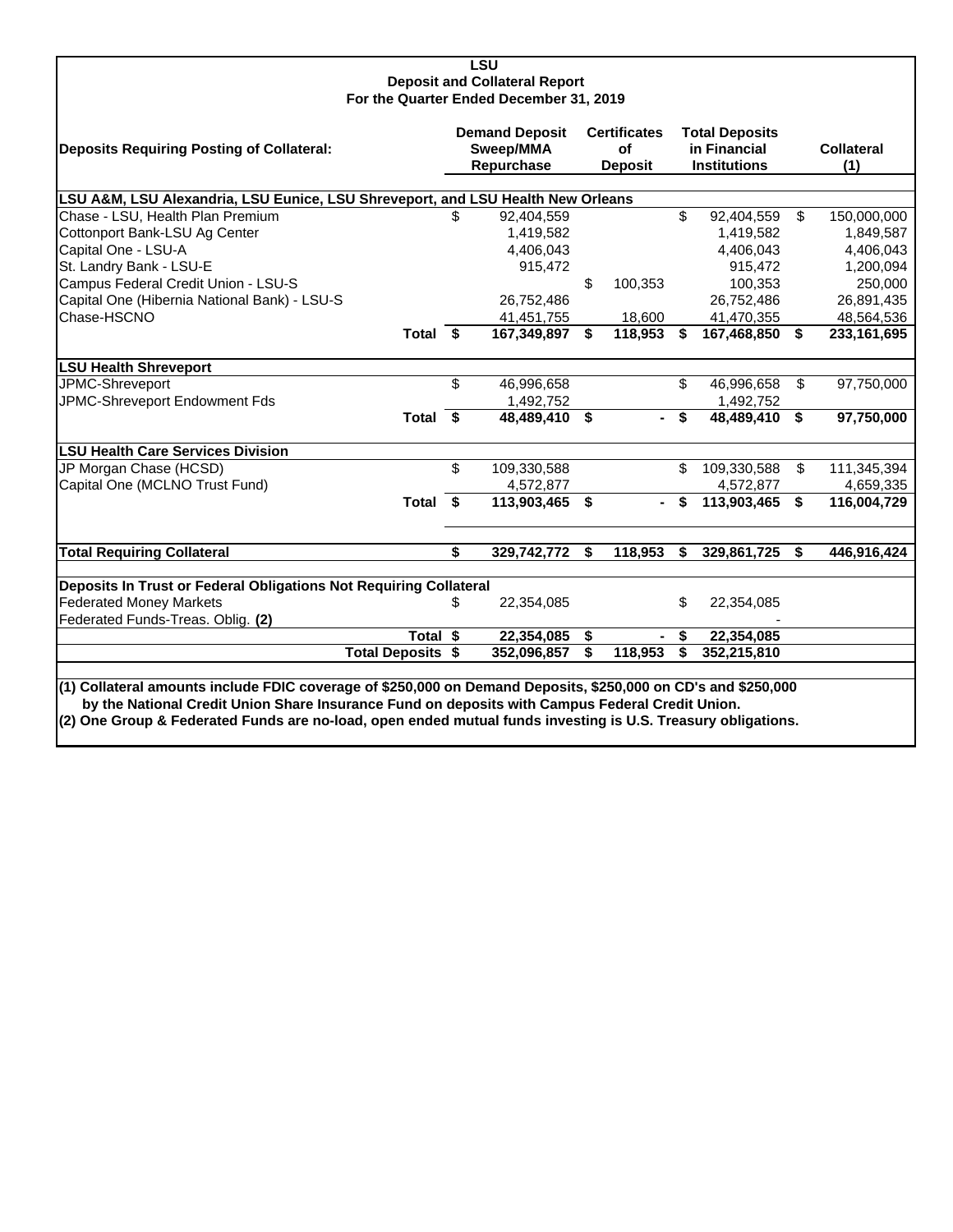# LSU

## Deposit and Collateral Report

### For the Quarter Ended December 31, 2019

| Deposits Requiring Posting of Collateral: | Demand Deposit Sweep/MMA Repurchase | Certificates of Deposit | Total Deposits in Financial Institutions | Collateral (1) |
|---|---|---|---|---|
| **LSU A&M, LSU Alexandria, LSU Eunice, LSU Shreveport, and LSU Health New Orleans** | | | | |
| Chase - LSU, Health Plan Premium | $ 92,404,559 | | $ 92,404,559 | $ 150,000,000 |
| Cottonport Bank-LSU Ag Center | 1,419,582 | | 1,419,582 | 1,849,587 |
| Capital One - LSU-A | 4,406,043 | | 4,406,043 | 4,406,043 |
| St. Landry Bank - LSU-E | 915,472 | | 915,472 | 1,200,094 |
| Campus Federal Credit Union - LSU-S | | $ 100,353 | 100,353 | 250,000 |
| Capital One (Hibernia National Bank) - LSU-S | 26,752,486 | | 26,752,486 | 26,891,435 |
| Chase-HSCNO | 41,451,755 | 18,600 | 41,470,355 | 48,564,536 |
| **Total** | **$ 167,349,897** | **$ 118,953** | **$ 167,468,850** | **$ 233,161,695** |
| **LSU Health Shreveport** | | | | |
| JPMC-Shreveport | $ 46,996,658 | | $ 46,996,658 | $ 97,750,000 |
| JPMC-Shreveport Endowment Fds | 1,492,752 | | 1,492,752 | |
| **Total** | **$ 48,489,410** | **$ -** | **$ 48,489,410** | **$ 97,750,000** |
| **LSU Health Care Services Division** | | | | |
| JP Morgan Chase (HCSD) | $ 109,330,588 | | $ 109,330,588 | $ 111,345,394 |
| Capital One (MCLNO Trust Fund) | 4,572,877 | | 4,572,877 | 4,659,335 |
| **Total** | **$ 113,903,465** | **$ -** | **$ 113,903,465** | **$ 116,004,729** |
| **Total Requiring Collateral** | **$ 329,742,772** | **$ 118,953** | **$ 329,861,725** | **$ 446,916,424** |
| **Deposits In Trust or Federal Obligations Not Requiring Collateral** | | | | |
| Federated Money Markets | $ 22,354,085 | | $ 22,354,085 | |
| Federated Funds-Treas. Oblig. **(2)** | | | - | |
| **Total** | **$ 22,354,085** | **$ -** | **$ 22,354,085** | |
| **Total Deposits** | **$ 352,096,857** | **$ 118,953** | **$ 352,215,810** | |

**(1) Collateral amounts include FDIC coverage of $250,000 on Demand Deposits, $250,000 on CD's and $250,000 by the National Credit Union Share Insurance Fund on deposits with Campus Federal Credit Union.**

**(2) One Group & Federated Funds are no-load, open ended mutual funds investing is U.S. Treasury obligations.**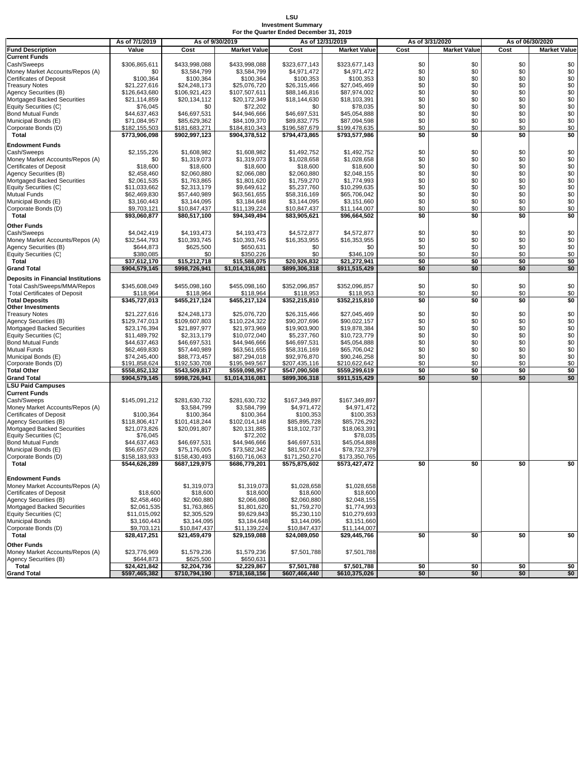# LSU
## Investment Summary
### For the Quarter Ended December 31, 2019

| Fund Description | As of 7/1/2019 | As of 9/30/2019 | | As of 12/31/2019 | | As of 3/31/2020 | | As of 06/30/2020 | |
|---|---|---|---|---|---|---|---|---|---|
| | Value | Cost | Market Value | Cost | Market Value | Cost | Market Value | Cost | Market Value |
| **Current Funds** | | | | | | | | | |
| Cash/Sweeps | $306,865,611 | $433,998,088 | $433,998,088 | $323,677,143 | $323,677,143 | $0 | $0 | $0 | $0 |
| Money Market Accounts/Repos (A) | $0 | $3,584,799 | $3,584,799 | $4,971,472 | $4,971,472 | $0 | $0 | $0 | $0 |
| Certificates of Deposit | $100,364 | $100,364 | $100,364 | $100,353 | $100,353 | $0 | $0 | $0 | $0 |
| Treasury Notes | $21,227,616 | $24,248,173 | $25,076,720 | $26,315,466 | $27,045,469 | $0 | $0 | $0 | $0 |
| Agency Securities (B) | $126,643,680 | $106,921,423 | $107,507,611 | $88,146,816 | $87,974,002 | $0 | $0 | $0 | $0 |
| Mortgaged Backed Securities | $21,114,859 | $20,134,112 | $20,172,349 | $18,144,630 | $18,103,391 | $0 | $0 | $0 | $0 |
| Equity Securities (C) | $76,045 | $0 | $72,202 | $0 | $78,035 | $0 | $0 | $0 | $0 |
| Bond Mutual Funds | $44,637,463 | $46,697,531 | $44,946,666 | $46,697,531 | $45,054,888 | $0 | $0 | $0 | $0 |
| Municipal Bonds (E) | $71,084,957 | $85,629,362 | $84,109,370 | $89,832,775 | $87,094,598 | $0 | $0 | $0 | $0 |
| Corporate Bonds (D) | $182,155,503 | $181,683,271 | $184,810,343 | $196,587,679 | $199,478,635 | $0 | $0 | $0 | $0 |
| **Total** | **$773,906,098** | **$902,997,123** | **$904,378,512** | **$794,473,865** | **$793,577,986** | **$0** | **$0** | **$0** | **$0** |
| **Endowment Funds** | | | | | | | | | |
| Cash/Sweeps | $2,155,226 | $1,608,982 | $1,608,982 | $1,492,752 | $1,492,752 | $0 | $0 | $0 | $0 |
| Money Market Accounts/Repos (A) | $0 | $1,319,073 | $1,319,073 | $1,028,658 | $1,028,658 | $0 | $0 | $0 | $0 |
| Certificates of Deposit | $18,600 | $18,600 | $18,600 | $18,600 | $18,600 | $0 | $0 | $0 | $0 |
| Agency Securities (B) | $2,458,460 | $2,060,880 | $2,066,080 | $2,060,880 | $2,048,155 | $0 | $0 | $0 | $0 |
| Mortgaged Backed Securities | $2,061,535 | $1,763,865 | $1,801,620 | $1,759,270 | $1,774,993 | $0 | $0 | $0 | $0 |
| Equity Securities (C) | $11,033,662 | $2,313,179 | $9,649,612 | $5,237,760 | $10,299,635 | $0 | $0 | $0 | $0 |
| Mutual Funds | $62,469,830 | $57,440,989 | $63,561,655 | $58,316,169 | $65,706,042 | $0 | $0 | $0 | $0 |
| Municipal Bonds (E) | $3,160,443 | $3,144,095 | $3,184,648 | $3,144,095 | $3,151,660 | $0 | $0 | $0 | $0 |
| Corporate Bonds (D) | $9,703,121 | $10,847,437 | $11,139,224 | $10,847,437 | $11,144,007 | $0 | $0 | $0 | $0 |
| **Total** | **$93,060,877** | **$80,517,100** | **$94,349,494** | **$83,905,621** | **$96,664,502** | **$0** | **$0** | **$0** | **$0** |
| **Other Funds** | | | | | | | | | |
| Cash/Sweeps | $4,042,419 | $4,193,473 | $4,193,473 | $4,572,877 | $4,572,877 | $0 | $0 | $0 | $0 |
| Money Market Accounts/Repos (A) | $32,544,793 | $10,393,745 | $10,393,745 | $16,353,955 | $16,353,955 | $0 | $0 | $0 | $0 |
| Agency Securities (B) | $644,873 | $625,500 | $650,631 | $0 | $0 | $0 | $0 | $0 | $0 |
| Equity Securities (C) | $380,085 | $0 | $350,226 | $0 | $346,109 | $0 | $0 | $0 | $0 |
| **Total** | **$37,612,170** | **$15,212,718** | **$15,588,075** | **$20,926,832** | **$21,272,941** | **$0** | **$0** | **$0** | **$0** |
| **Grand Total** | **$904,579,145** | **$998,726,941** | **$1,014,316,081** | **$899,306,318** | **$911,515,429** | **$0** | **$0** | **$0** | **$0** |
| **Deposits in Financial Institutions** | | | | | | | | | |
| Total Cash/Sweeps/MMA/Repos | $345,608,049 | $455,098,160 | $455,098,160 | $352,096,857 | $352,096,857 | $0 | $0 | $0 | $0 |
| Total Certificates of Deposit | $118,964 | $118,964 | $118,964 | $118,953 | $118,953 | $0 | $0 | $0 | $0 |
| **Total Deposits** | **$345,727,013** | **$455,217,124** | **$455,217,124** | **$352,215,810** | **$352,215,810** | **$0** | **$0** | **$0** | **$0** |
| **Other Investments** | | | | | | | | | |
| Treasury Notes | $21,227,616 | $24,248,173 | $25,076,720 | $26,315,466 | $27,045,469 | $0 | $0 | $0 | $0 |
| Agency Securities (B) | $129,747,013 | $109,607,803 | $110,224,322 | $90,207,696 | $90,022,157 | $0 | $0 | $0 | $0 |
| Mortgaged Backed Securities | $23,176,394 | $21,897,977 | $21,973,969 | $19,903,900 | $19,878,384 | $0 | $0 | $0 | $0 |
| Equity Securities (C) | $11,489,792 | $2,313,179 | $10,072,040 | $5,237,760 | $10,723,779 | $0 | $0 | $0 | $0 |
| Bond Mutual Funds | $44,637,463 | $46,697,531 | $44,946,666 | $46,697,531 | $45,054,888 | $0 | $0 | $0 | $0 |
| Mutual Funds | $62,469,830 | $57,440,989 | $63,561,655 | $58,316,169 | $65,706,042 | $0 | $0 | $0 | $0 |
| Municipal Bonds (E) | $74,245,400 | $88,773,457 | $87,294,018 | $92,976,870 | $90,246,258 | $0 | $0 | $0 | $0 |
| Corporate Bonds (D) | $191,858,624 | $192,530,708 | $195,949,567 | $207,435,116 | $210,622,642 | $0 | $0 | $0 | $0 |
| **Total Other** | **$558,852,132** | **$543,509,817** | **$559,098,957** | **$547,090,508** | **$559,299,619** | **$0** | **$0** | **$0** | **$0** |
| **Grand Total** | **$904,579,145** | **$998,726,941** | **$1,014,316,081** | **$899,306,318** | **$911,515,429** | **$0** | **$0** | **$0** | **$0** |
| **LSU Paid Campuses** | | | | | | | | | |
| **Current Funds** | | | | | | | | | |
| Cash/Sweeps | $145,091,212 | $281,630,732 | $281,630,732 | $167,349,897 | $167,349,897 | | | | |
| Money Market Accounts/Repos (A) | | $3,584,799 | $3,584,799 | $4,971,472 | $4,971,472 | | | | |
| Certificates of Deposit | $100,364 | $100,364 | $100,364 | $100,353 | $100,353 | | | | |
| Agency Securities (B) | $118,806,417 | $101,418,244 | $102,014,148 | $85,895,728 | $85,726,292 | | | | |
| Mortgaged Backed Securities | $21,073,826 | $20,091,807 | $20,131,885 | $18,102,737 | $18,063,391 | | | | |
| Equity Securities (C) | $76,045 | | $72,202 | | $78,035 | | | | |
| Bond Mutual Funds | $44,637,463 | $46,697,531 | $44,946,666 | $46,697,531 | $45,054,888 | | | | |
| Municipal Bonds (E) | $56,657,029 | $75,176,005 | $73,582,342 | $81,507,614 | $78,732,379 | | | | |
| Corporate Bonds (D) | $158,183,933 | $158,430,493 | $160,716,063 | $171,250,270 | $173,350,765 | | | | |
| **Total** | **$544,626,289** | **$687,129,975** | **$686,779,201** | **$575,875,602** | **$573,427,472** | **$0** | **$0** | **$0** | **$0** |
| **Endowment Funds** | | | | | | | | | |
| Money Market Accounts/Repos (A) | | $1,319,073 | $1,319,073 | $1,028,658 | $1,028,658 | | | | |
| Certificates of Deposit | $18,600 | $18,600 | $18,600 | $18,600 | $18,600 | | | | |
| Agency Securities (B) | $2,458,460 | $2,060,880 | $2,066,080 | $2,060,880 | $2,048,155 | | | | |
| Mortgaged Backed Securities | $2,061,535 | $1,763,865 | $1,801,620 | $1,759,270 | $1,774,993 | | | | |
| Equity Securities (C) | $11,015,092 | $2,305,529 | $9,629,843 | $5,230,110 | $10,279,693 | | | | |
| Municipal Bonds | $3,160,443 | $3,144,095 | $3,184,648 | $3,144,095 | $3,151,660 | | | | |
| Corporate Bonds (D) | $9,703,121 | $10,847,437 | $11,139,224 | $10,847,437 | $11,144,007 | | | | |
| **Total** | **$28,417,251** | **$21,459,479** | **$29,159,088** | **$24,089,050** | **$29,445,766** | **$0** | **$0** | **$0** | **$0** |
| **Other Funds** | | | | | | | | | |
| Money Market Accounts/Repos (A) | $23,776,969 | $1,579,236 | $1,579,236 | $7,501,788 | $7,501,788 | | | | |
| Agency Securities (B) | $644,873 | $625,500 | $650,631 | | | | | | |
| **Total** | **$24,421,842** | **$2,204,736** | **$2,229,867** | **$7,501,788** | **$7,501,788** | **$0** | **$0** | **$0** | **$0** |
| **Grand Total** | **$597,465,382** | **$710,794,190** | **$718,168,156** | **$607,466,440** | **$610,375,026** | **$0** | **$0** | **$0** | **$0** |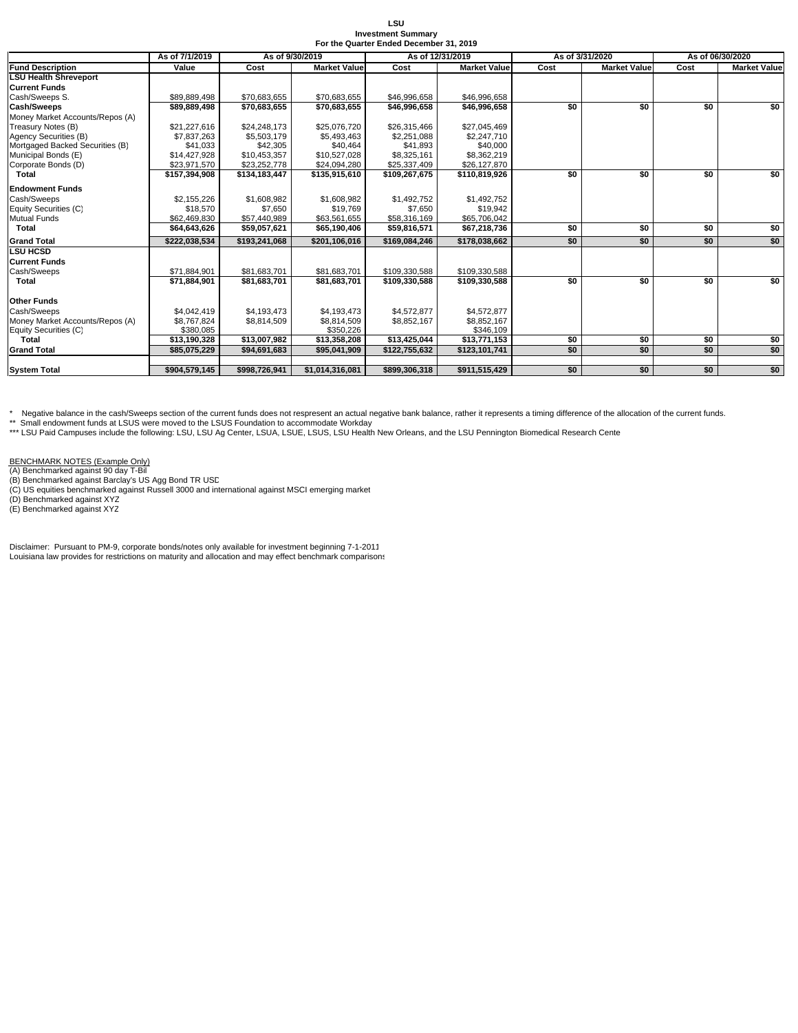# LSU
## Investment Summary
### For the Quarter Ended December 31, 2019

| | As of 7/1/2019 | As of 9/30/2019 | | As of 12/31/2019 | | As of 3/31/2020 | | As of 06/30/2020 | |
|---|---|---|---|---|---|---|---|---|---|
| **Fund Description** | **Value** | **Cost** | **Market Value** | **Cost** | **Market Value** | **Cost** | **Market Value** | **Cost** | **Market Value** |
| **LSU Health Shreveport** | | | | | | | | | |
| **Current Funds** | | | | | | | | | |
| Cash/Sweeps S. | $89,889,498 | $70,683,655 | $70,683,655 | $46,996,658 | $46,996,658 | | | | |
| **Cash/Sweeps** | **$89,889,498** | **$70,683,655** | **$70,683,655** | **$46,996,658** | **$46,996,658** | **$0** | **$0** | **$0** | **$0** |
| Money Market Accounts/Repos (A) | | | | | | | | | |
| Treasury Notes (B) | $21,227,616 | $24,248,173 | $25,076,720 | $26,315,466 | $27,045,469 | | | | |
| Agency Securities (B) | $7,837,263 | $5,503,179 | $5,493,463 | $2,251,088 | $2,247,710 | | | | |
| Mortgaged Backed Securities (B) | $41,033 | $42,305 | $40,464 | $41,893 | $40,000 | | | | |
| Municipal Bonds (E) | $14,427,928 | $10,453,357 | $10,527,028 | $8,325,161 | $8,362,219 | | | | |
| Corporate Bonds (D) | $23,971,570 | $23,252,778 | $24,094,280 | $25,337,409 | $26,127,870 | | | | |
| **Total** | **$157,394,908** | **$134,183,447** | **$135,915,610** | **$109,267,675** | **$110,819,926** | **$0** | **$0** | **$0** | **$0** |
| **Endowment Funds** | | | | | | | | | |
| Cash/Sweeps | $2,155,226 | $1,608,982 | $1,608,982 | $1,492,752 | $1,492,752 | | | | |
| Equity Securities (C) | $18,570 | $7,650 | $19,769 | $7,650 | $19,942 | | | | |
| Mutual Funds | $62,469,830 | $57,440,989 | $63,561,655 | $58,316,169 | $65,706,042 | | | | |
| **Total** | **$64,643,626** | **$59,057,621** | **$65,190,406** | **$59,816,571** | **$67,218,736** | **$0** | **$0** | **$0** | **$0** |
| **Grand Total** | **$222,038,534** | **$193,241,068** | **$201,106,016** | **$169,084,246** | **$178,038,662** | **$0** | **$0** | **$0** | **$0** |
| **LSU HCSD** | | | | | | | | | |
| **Current Funds** | | | | | | | | | |
| Cash/Sweeps | $71,884,901 | $81,683,701 | $81,683,701 | $109,330,588 | $109,330,588 | | | | |
| **Total** | **$71,884,901** | **$81,683,701** | **$81,683,701** | **$109,330,588** | **$109,330,588** | **$0** | **$0** | **$0** | **$0** |
| **Other Funds** | | | | | | | | | |
| Cash/Sweeps | $4,042,419 | $4,193,473 | $4,193,473 | $4,572,877 | $4,572,877 | | | | |
| Money Market Accounts/Repos (A) | $8,767,824 | $8,814,509 | $8,814,509 | $8,852,167 | $8,852,167 | | | | |
| Equity Securities (C) | $380,085 | | $350,226 | | $346,109 | | | | |
| **Total** | **$13,190,328** | **$13,007,982** | **$13,358,208** | **$13,425,044** | **$13,771,153** | **$0** | **$0** | **$0** | **$0** |
| **Grand Total** | **$85,075,229** | **$94,691,683** | **$95,041,909** | **$122,755,632** | **$123,101,741** | **$0** | **$0** | **$0** | **$0** |
| **System Total** | **$904,579,145** | **$998,726,941** | **$1,014,316,081** | **$899,306,318** | **$911,515,429** | **$0** | **$0** | **$0** | **$0** |

\* Negative balance in the cash/Sweeps section of the current funds does not respresent an actual negative bank balance, rather it represents a timing difference of the allocation of the current funds.

\** Small endowment funds at LSUS were moved to the LSUS Foundation to accommodate Workday

\*** LSU Paid Campuses include the following: LSU, LSU Ag Center, LSUA, LSUE, LSUS, LSU Health New Orleans, and the LSU Pennington Biomedical Research Cente

BENCHMARK NOTES (Example Only)
(A) Benchmarked against 90 day T-Bil
(B) Benchmarked against Barclay's US Agg Bond TR USD
(C) US equities benchmarked against Russell 3000 and international against MSCI emerging market
(D) Benchmarked against XYZ
(E) Benchmarked against XYZ

Disclaimer: Pursuant to PM-9, corporate bonds/notes only available for investment beginning 7-1-2011
Louisiana law provides for restrictions on maturity and allocation and may effect benchmark comparisons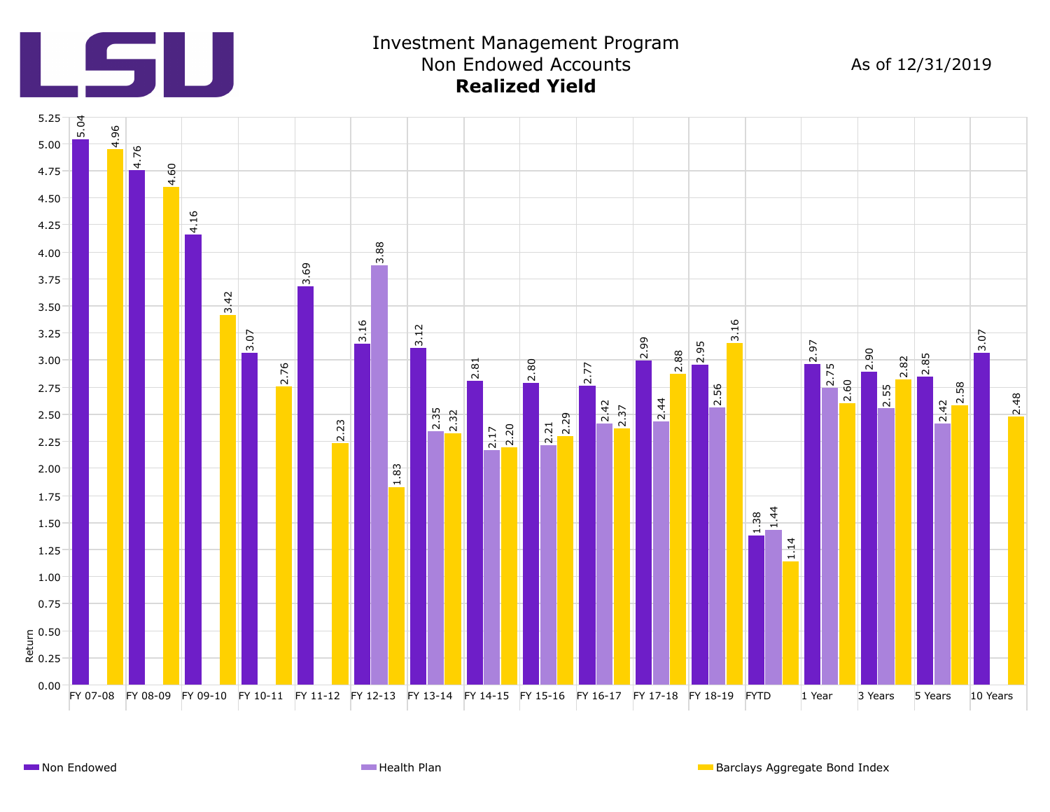# Investment Management Program
## Non Endowed Accounts
### **Realized Yield**

As of 12/31/2019

| Period | Non Endowed | Health Plan | Barclays Aggregate Bond Index |
|---|---|---|---|
| FY 07-08 | 5.04 | | 4.96 |
| FY 08-09 | 4.76 | | 4.60 |
| FY 09-10 | 4.16 | | 3.42 |
| FY 10-11 | 3.07 | | 2.76 |
| FY 11-12 | 3.69 | | 2.23 |
| FY 12-13 | 3.16 | 3.88 | 1.83 |
| FY 13-14 | 3.12 | 2.35 | 2.32 |
| FY 14-15 | 2.81 | 2.17 | 2.20 |
| FY 15-16 | 2.80 | 2.21 | 2.29 |
| FY 16-17 | 2.77 | 2.42 | 2.37 |
| FY 17-18 | 2.99 | 2.44 | 2.88 |
| FY 18-19 | 2.95 | 2.56 | 3.16 |
| FYTD | 1.38 | 1.44 | 1.14 |
| 1 Year | 2.97 | 2.75 | 2.60 |
| 3 Years | 2.90 | 2.55 | 2.82 |
| 5 Years | 2.85 | 2.42 | 2.58 |
| 10 Years | 3.07 | | 2.48 |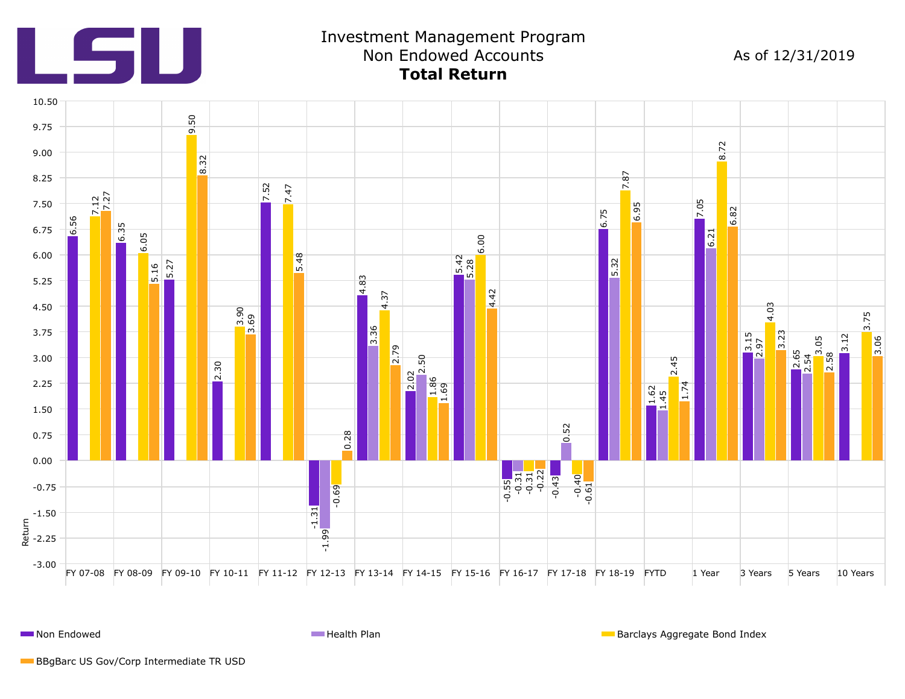LSU

# Investment Management Program
## Non Endowed Accounts
## **Total Return**

As of 12/31/2019

| Period | Non Endowed | Health Plan | Barclays Aggregate Bond Index | BBgBarc US Gov/Corp Intermediate TR USD |
|---|---|---|---|---|
| FY 07-08 | 6.56 | | 7.12 | 7.27 |
| FY 08-09 | 6.35 | | 6.05 | 5.16 |
| FY 09-10 | 5.27 | | 9.50 | 8.32 |
| FY 10-11 | 2.30 | | 3.90 | 3.69 |
| FY 11-12 | 7.52 | | 7.47 | 5.48 |
| FY 12-13 | -1.31 | -1.99 | -0.69 | 0.28 |
| FY 13-14 | 4.83 | 3.36 | 4.37 | 2.79 |
| FY 14-15 | 2.02 | 2.50 | 1.86 | 1.69 |
| FY 15-16 | 5.42 | 5.28 | 6.00 | 4.42 |
| FY 16-17 | -0.55 | -0.31 | -0.31 | -0.22 |
| FY 17-18 | -0.43 | 0.52 | -0.40 | -0.61 |
| FY 18-19 | 6.75 | 5.32 | 7.87 | 6.95 |
| FYTD | 1.62 | 1.45 | 2.45 | 1.74 |
| 1 Year | 7.05 | 6.21 | 8.72 | 6.82 |
| 3 Years | 3.15 | 2.97 | 4.03 | 3.23 |
| 5 Years | 2.65 | 2.54 | 3.05 | 2.58 |
| 10 Years | 3.12 | | 3.75 | 3.06 |

Return

Legend: Non Endowed, Health Plan, Barclays Aggregate Bond Index, BBgBarc US Gov/Corp Intermediate TR USD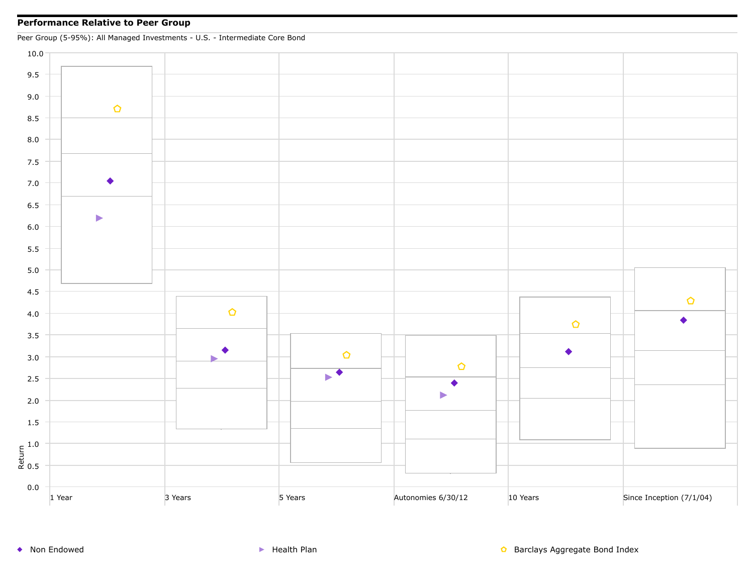**Performance Relative to Peer Group**

Peer Group (5-95%): All Managed Investments - U.S. - Intermediate Core Bond

Return

10.0
9.5
9.0
8.5
8.0
7.5
7.0
6.5
6.0
5.5
5.0
4.5
4.0
3.5
3.0
2.5
2.0
1.5
1.0
0.5
0.0

1 Year | 3 Years | 5 Years | Autonomies 6/30/12 | 10 Years | Since Inception (7/1/04)

◆ Non Endowed ▶ Health Plan ⬠ Barclays Aggregate Bond Index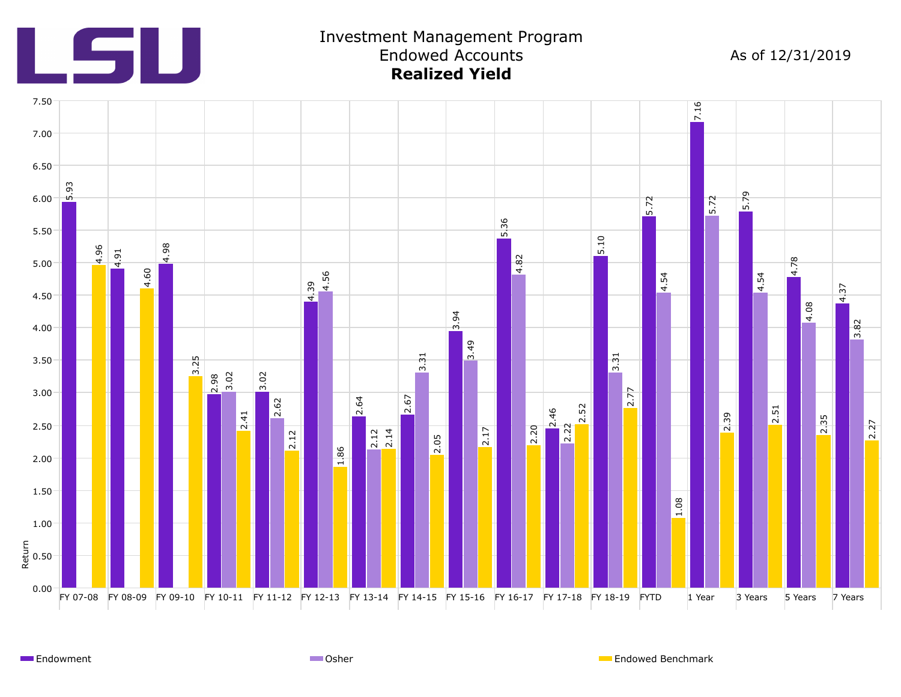# Investment Management Program
## Endowed Accounts
### **Realized Yield**

As of 12/31/2019

| Period | Endowment | Osher | Endowed Benchmark |
|---|---|---|---|
| FY 07-08 | 5.93 | | 4.96 |
| FY 08-09 | 4.91 | | 4.60 |
| FY 09-10 | 4.98 | | 3.25 |
| FY 10-11 | 2.98 | 3.02 | 2.41 |
| FY 11-12 | 3.02 | 2.62 | 2.12 |
| FY 12-13 | 4.39 | 4.56 | 1.86 |
| FY 13-14 | 2.64 | 2.12 | 2.14 |
| FY 14-15 | 2.67 | 3.31 | 2.05 |
| FY 15-16 | 3.94 | 3.49 | 2.17 |
| FY 16-17 | 5.36 | 4.82 | 2.20 |
| FY 17-18 | 2.46 | 2.22 | 2.52 |
| FY 18-19 | 5.10 | 3.31 | 2.77 |
| FYTD | 5.72 | 4.54 | 1.08 |
| 1 Year | 7.16 | 5.72 | 2.39 |
| 3 Years | 5.79 | 4.54 | 2.51 |
| 5 Years | 4.78 | 4.08 | 2.35 |
| 7 Years | 4.37 | 3.82 | 2.27 |

Y-axis: Return

Legend: Endowment, Osher, Endowed Benchmark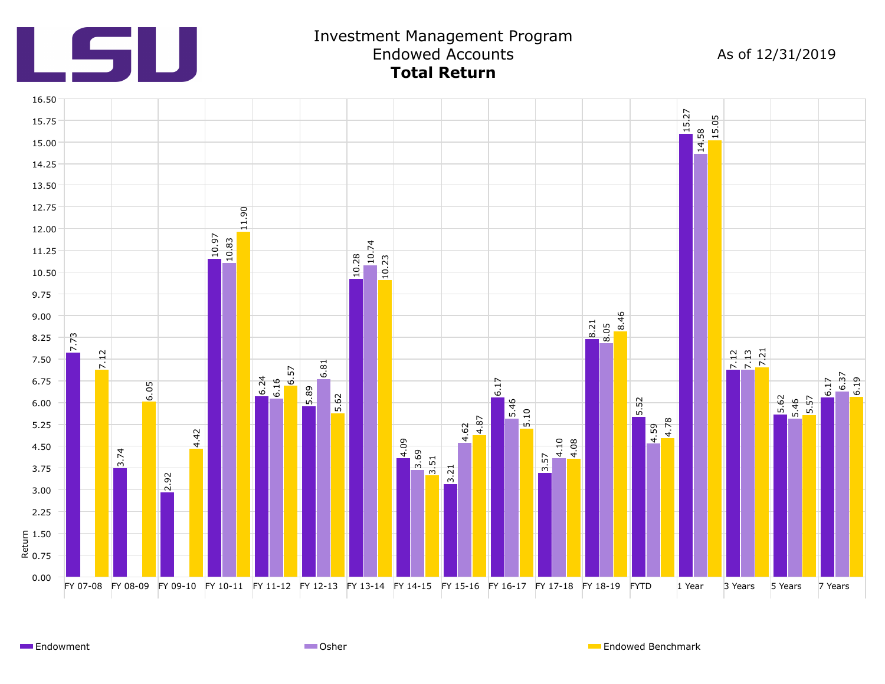LSU

# Investment Management Program
## Endowed Accounts
**Total Return**

As of 12/31/2019

16.50
15.75
15.00
14.25
13.50
12.75
12.00
11.25
10.50
9.75
9.00
8.25
7.50
6.75
6.00
5.25
4.50
3.75
3.00
2.25
1.50
0.75
0.00

Return

FY 07-08: 7.73, 7.12
FY 08-09: 3.74, 6.05
FY 09-10: 2.92, 4.42
FY 10-11: 10.97, 10.83, 11.90
FY 11-12: 6.24, 6.16, 6.57
FY 12-13: 5.89, 6.81, 5.62
FY 13-14: 10.28, 10.74, 10.23
FY 14-15: 4.09, 3.69, 3.51
FY 15-16: 3.21, 4.62, 4.87
FY 16-17: 6.17, 5.46, 5.10
FY 17-18: 3.57, 4.10, 4.08
FY 18-19: 8.21, 8.05, 8.46
FYTD: 5.52, 4.59, 4.78
1 Year: 15.27, 14.58, 15.05
3 Years: 7.12, 7.13, 7.21
5 Years: 5.62, 5.46, 5.57
7 Years: 6.17, 6.37, 6.19

Endowment
Osher
Endowed Benchmark